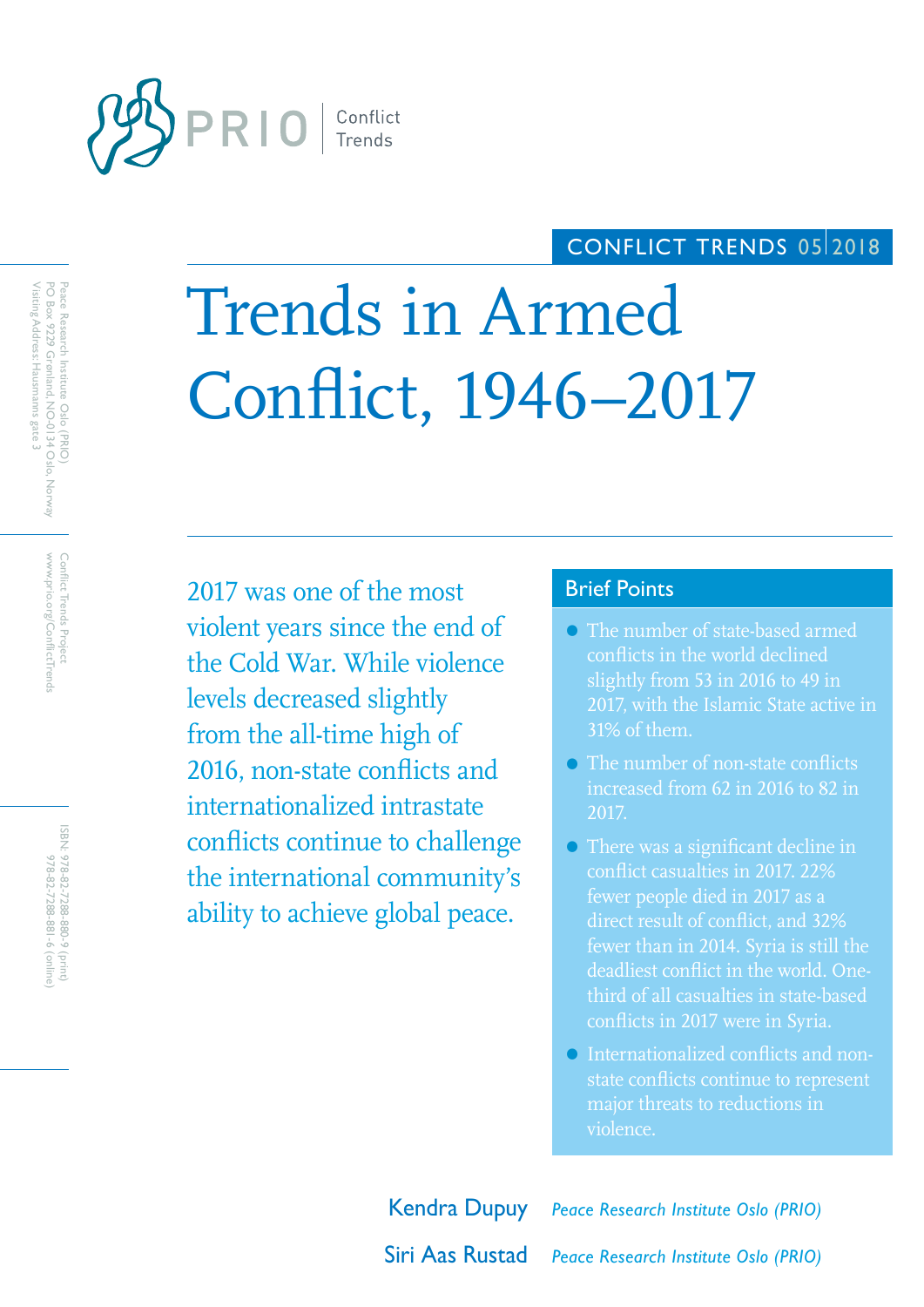PRIO | Conflict Trends

CONFLICT TRENDS 05 | 2018

Peace Research Institute Oslo (PRIO)
PO Box 9229 Grønland, NO-0134 Oslo, Norway
Visiting Address: Hausmanns gate 3

Conflict Trends Project
www.prio.org/ConflictTrends

ISBN: 978-82-7288-880-9 (print)
978-82-7288-881-6 (online)

# Trends in Armed Conflict, 1946–2017

2017 was one of the most violent years since the end of the Cold War. While violence levels decreased slightly from the all-time high of 2016, non-state conflicts and internationalized intrastate conflicts continue to challenge the international community's ability to achieve global peace.

## Brief Points

- The number of state-based armed conflicts in the world declined slightly from 53 in 2016 to 49 in 2017, with the Islamic State active in 31% of them.
- The number of non-state conflicts increased from 62 in 2016 to 82 in 2017.
- There was a significant decline in conflict casualties in 2017. 22% fewer people died in 2017 as a direct result of conflict, and 32% fewer than in 2014. Syria is still the deadliest conflict in the world. One-third of all casualties in state-based conflicts in 2017 were in Syria.
- Internationalized conflicts and non-state conflicts continue to represent major threats to reductions in violence.

**Kendra Dupuy** *Peace Research Institute Oslo (PRIO)*

**Siri Aas Rustad** *Peace Research Institute Oslo (PRIO)*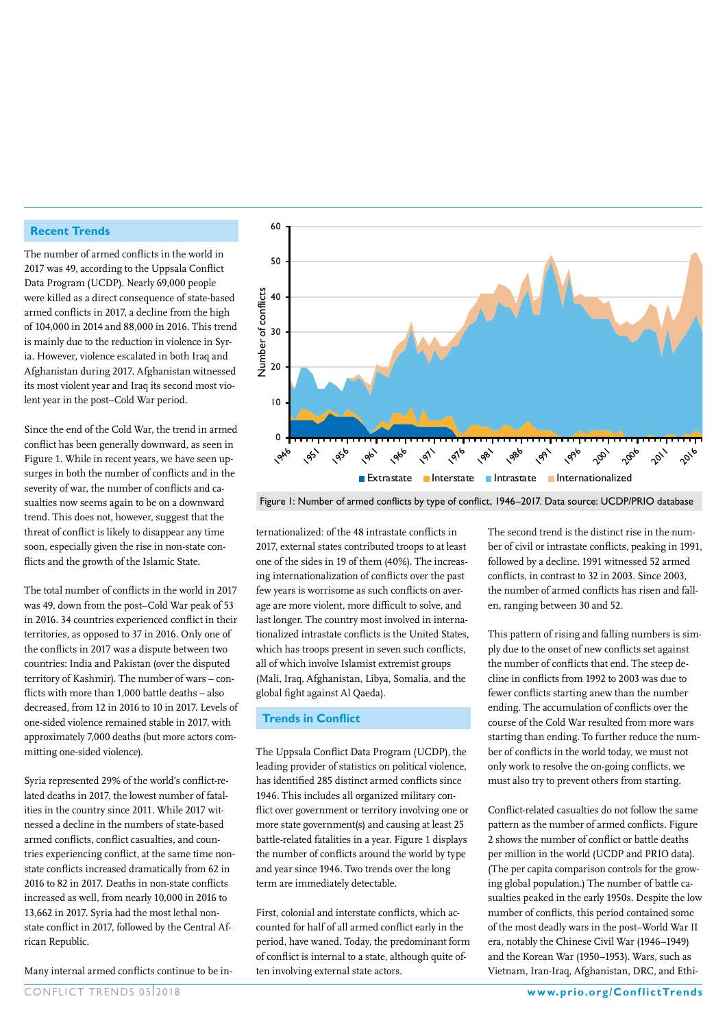## Recent Trends

The number of armed conflicts in the world in 2017 was 49, according to the Uppsala Conflict Data Program (UCDP). Nearly 69,000 people were killed as a direct consequence of state-based armed conflicts in 2017, a decline from the high of 104,000 in 2014 and 88,000 in 2016. This trend is mainly due to the reduction in violence in Syria. However, violence escalated in both Iraq and Afghanistan during 2017. Afghanistan witnessed its most violent year and Iraq its second most violent year in the post–Cold War period.

Since the end of the Cold War, the trend in armed conflict has been generally downward, as seen in Figure 1. While in recent years, we have seen upsurges in both the number of conflicts and in the severity of war, the number of conflicts and casualties now seems again to be on a downward trend. This does not, however, suggest that the threat of conflict is likely to disappear any time soon, especially given the rise in non-state conflicts and the growth of the Islamic State.

The total number of conflicts in the world in 2017 was 49, down from the post–Cold War peak of 53 in 2016. 34 countries experienced conflict in their territories, as opposed to 37 in 2016. Only one of the conflicts in 2017 was a dispute between two countries: India and Pakistan (over the disputed territory of Kashmir). The number of wars – conflicts with more than 1,000 battle deaths – also decreased, from 12 in 2016 to 10 in 2017. Levels of one-sided violence remained stable in 2017, with approximately 7,000 deaths (but more actors committing one-sided violence).

Syria represented 29% of the world's conflict-related deaths in 2017, the lowest number of fatalities in the country since 2011. While 2017 witnessed a decline in the numbers of state-based armed conflicts, conflict casualties, and countries experiencing conflict, at the same time non-state conflicts increased dramatically from 62 in 2016 to 82 in 2017. Deaths in non-state conflicts increased as well, from nearly 10,000 in 2016 to 13,662 in 2017. Syria had the most lethal non-state conflict in 2017, followed by the Central African Republic.

Many internal armed conflicts continue to be internationalized: of the 48 intrastate conflicts in 2017, external states contributed troops to at least one of the sides in 19 of them (40%). The increasing internationalization of conflicts over the past few years is worrisome as such conflicts on average are more violent, more difficult to solve, and last longer. The country most involved in internationalized intrastate conflicts is the United States, which has troops present in seven such conflicts, all of which involve Islamist extremist groups (Mali, Iraq, Afghanistan, Libya, Somalia, and the global fight against Al Qaeda).

Figure 1: Number of armed conflicts by type of conflict, 1946–2017. Data source: UCDP/PRIO database

## Trends in Conflict

The Uppsala Conflict Data Program (UCDP), the leading provider of statistics on political violence, has identified 285 distinct armed conflicts since 1946. This includes all organized military conflict over government or territory involving one or more state government(s) and causing at least 25 battle-related fatalities in a year. Figure 1 displays the number of conflicts around the world by type and year since 1946. Two trends over the long term are immediately detectable.

First, colonial and interstate conflicts, which accounted for half of all armed conflict early in the period, have waned. Today, the predominant form of conflict is internal to a state, although quite often involving external state actors.

The second trend is the distinct rise in the number of civil or intrastate conflicts, peaking in 1991, followed by a decline. 1991 witnessed 52 armed conflicts, in contrast to 32 in 2003. Since 2003, the number of armed conflicts has risen and fallen, ranging between 30 and 52.

This pattern of rising and falling numbers is simply due to the onset of new conflicts set against the number of conflicts that end. The steep decline in conflicts from 1992 to 2003 was due to fewer conflicts starting anew than the number ending. The accumulation of conflicts over the course of the Cold War resulted from more wars starting than ending. To further reduce the number of conflicts in the world today, we must not only work to resolve the on-going conflicts, we must also try to prevent others from starting.

Conflict-related casualties do not follow the same pattern as the number of armed conflicts. Figure 2 shows the number of conflict or battle deaths per million in the world (UCDP and PRIO data). (The per capita comparison controls for the growing global population.) The number of battle casualties peaked in the early 1950s. Despite the low number of conflicts, this period contained some of the most deadly wars in the post–World War II era, notably the Chinese Civil War (1946–1949) and the Korean War (1950–1953). Wars, such as Vietnam, Iran-Iraq, Afghanistan, DRC, and Ethi-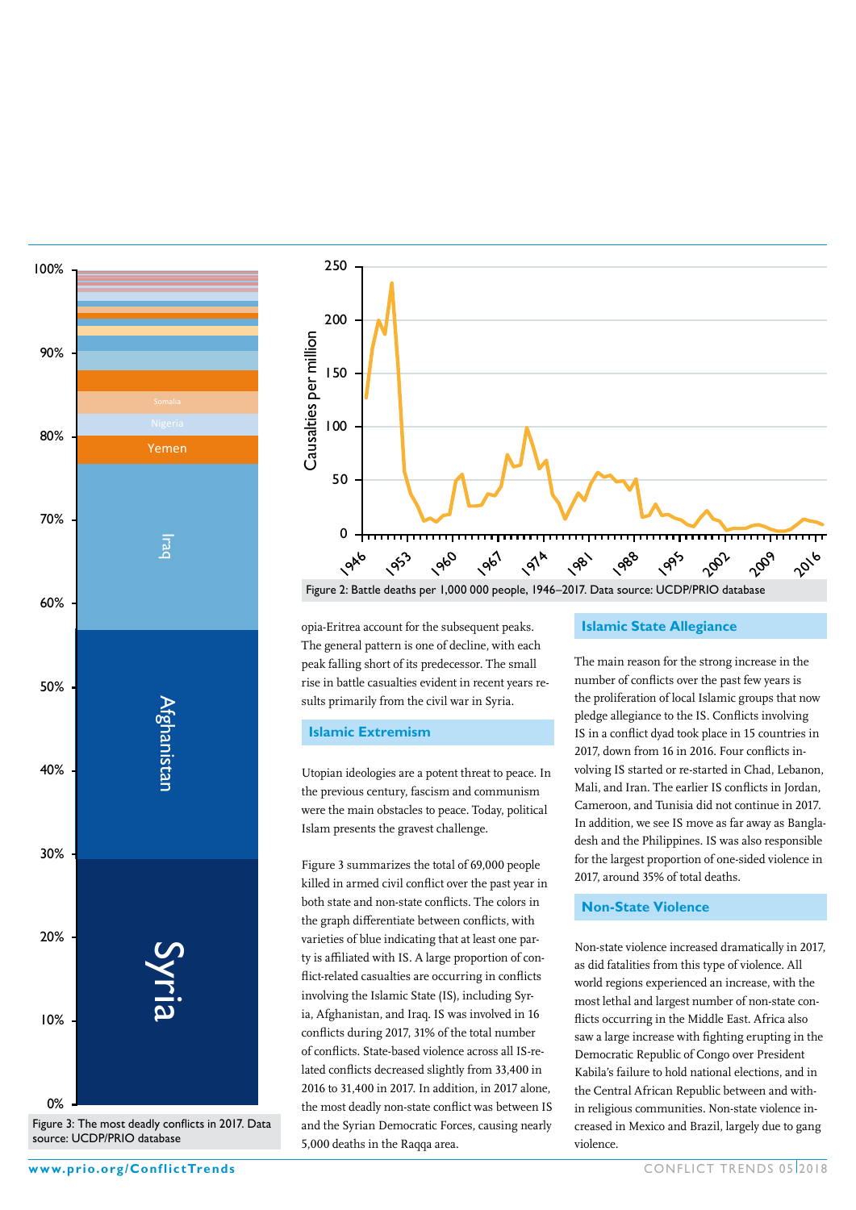Figure 3: The most deadly conflicts in 2017. Data source: UCDP/PRIO database

Figure 2: Battle deaths per 1,000 000 people, 1946–2017. Data source: UCDP/PRIO database

opia-Eritrea account for the subsequent peaks. The general pattern is one of decline, with each peak falling short of its predecessor. The small rise in battle casualties evident in recent years results primarily from the civil war in Syria.

## Islamic Extremism

Utopian ideologies are a potent threat to peace. In the previous century, fascism and communism were the main obstacles to peace. Today, political Islam presents the gravest challenge.

Figure 3 summarizes the total of 69,000 people killed in armed civil conflict over the past year in both state and non-state conflicts. The colors in the graph differentiate between conflicts, with varieties of blue indicating that at least one party is affiliated with IS. A large proportion of conflict-related casualties are occurring in conflicts involving the Islamic State (IS), including Syria, Afghanistan, and Iraq. IS was involved in 16 conflicts during 2017, 31% of the total number of conflicts. State-based violence across all IS-related conflicts decreased slightly from 33,400 in 2016 to 31,400 in 2017. In addition, in 2017 alone, the most deadly non-state conflict was between IS and the Syrian Democratic Forces, causing nearly 5,000 deaths in the Raqqa area.

## Islamic State Allegiance

The main reason for the strong increase in the number of conflicts over the past few years is the proliferation of local Islamic groups that now pledge allegiance to the IS. Conflicts involving IS in a conflict dyad took place in 15 countries in 2017, down from 16 in 2016. Four conflicts involving IS started or re-started in Chad, Lebanon, Mali, and Iran. The earlier IS conflicts in Jordan, Cameroon, and Tunisia did not continue in 2017. In addition, we see IS move as far away as Bangladesh and the Philippines. IS was also responsible for the largest proportion of one-sided violence in 2017, around 35% of total deaths.

## Non-State Violence

Non-state violence increased dramatically in 2017, as did fatalities from this type of violence. All world regions experienced an increase, with the most lethal and largest number of non-state conflicts occurring in the Middle East. Africa also saw a large increase with fighting erupting in the Democratic Republic of Congo over President Kabila's failure to hold national elections, and in the Central African Republic between and within religious communities. Non-state violence increased in Mexico and Brazil, largely due to gang violence.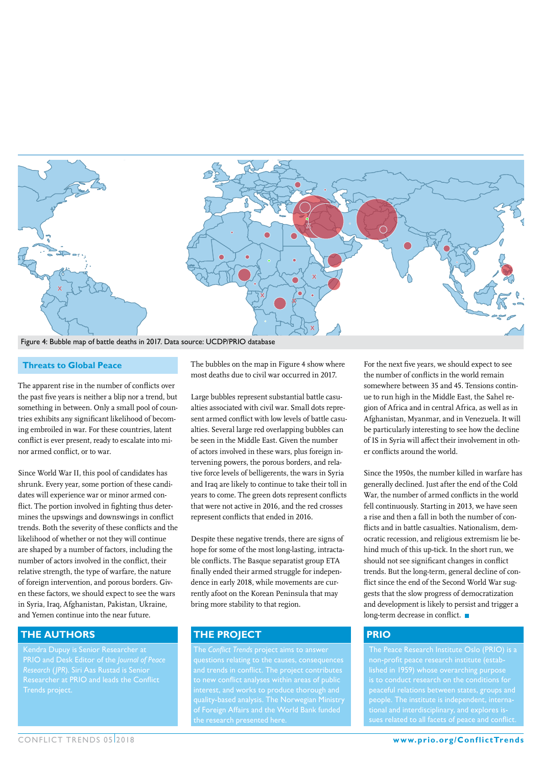Figure 4: Bubble map of battle deaths in 2017. Data source: UCDP/PRIO database

## Threats to Global Peace

The apparent rise in the number of conflicts over the past five years is neither a blip nor a trend, but something in between. Only a small pool of countries exhibits any significant likelihood of becoming embroiled in war. For these countries, latent conflict is ever present, ready to escalate into minor armed conflict, or to war.

Since World War II, this pool of candidates has shrunk. Every year, some portion of these candidates will experience war or minor armed conflict. The portion involved in fighting thus determines the upswings and downswings in conflict trends. Both the severity of these conflicts and the likelihood of whether or not they will continue are shaped by a number of factors, including the number of actors involved in the conflict, their relative strength, the type of warfare, the nature of foreign intervention, and porous borders. Given these factors, we should expect to see the wars in Syria, Iraq, Afghanistan, Pakistan, Ukraine, and Yemen continue into the near future.

The bubbles on the map in Figure 4 show where most deaths due to civil war occurred in 2017.

Large bubbles represent substantial battle casualties associated with civil war. Small dots represent armed conflict with low levels of battle casualties. Several large red overlapping bubbles can be seen in the Middle East. Given the number of actors involved in these wars, plus foreign intervening powers, the porous borders, and relative force levels of belligerents, the wars in Syria and Iraq are likely to continue to take their toll in years to come. The green dots represent conflicts that were not active in 2016, and the red crosses represent conflicts that ended in 2016.

Despite these negative trends, there are signs of hope for some of the most long-lasting, intractable conflicts. The Basque separatist group ETA finally ended their armed struggle for independence in early 2018, while movements are currently afoot on the Korean Peninsula that may bring more stability to that region.

For the next five years, we should expect to see the number of conflicts in the world remain somewhere between 35 and 45. Tensions continue to run high in the Middle East, the Sahel region of Africa and in central Africa, as well as in Afghanistan, Myanmar, and in Venezuela. It will be particularly interesting to see how the decline of IS in Syria will affect their involvement in other conflicts around the world.

Since the 1950s, the number killed in warfare has generally declined. Just after the end of the Cold War, the number of armed conflicts in the world fell continuously. Starting in 2013, we have seen a rise and then a fall in both the number of conflicts and in battle casualties. Nationalism, democratic recession, and religious extremism lie behind much of this up-tick. In the short run, we should not see significant changes in conflict trends. But the long-term, general decline of conflict since the end of the Second World War suggests that the slow progress of democratization and development is likely to persist and trigger a long-term decrease in conflict. ■

## THE AUTHORS

Kendra Dupuy is Senior Researcher at PRIO and Desk Editor of the *Journal of Peace Research* (*JPR*). Siri Aas Rustad is Senior Researcher at PRIO and leads the Conflict Trends project.

## THE PROJECT

The *Conflict Trends* project aims to answer questions relating to the causes, consequences and trends in conflict. The project contributes to new conflict analyses within areas of public interest, and works to produce thorough and quality-based analysis. The Norwegian Ministry of Foreign Affairs and the World Bank funded the research presented here.

## PRIO

The Peace Research Institute Oslo (PRIO) is a non-profit peace research institute (established in 1959) whose overarching purpose is to conduct research on the conditions for peaceful relations between states, groups and people. The institute is independent, international and interdisciplinary, and explores issues related to all facets of peace and conflict.